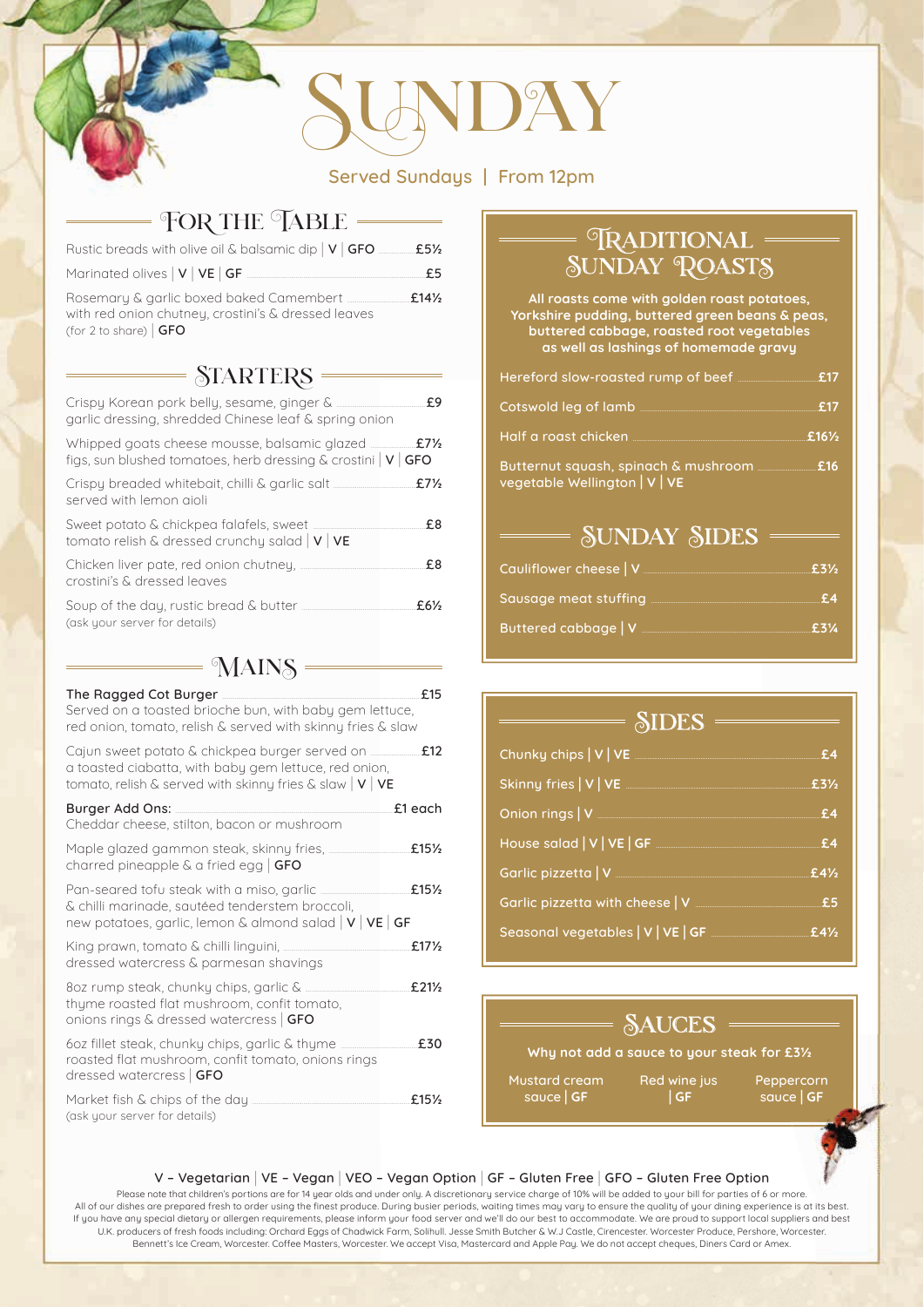# SUNDAY

Served Sundays | From 12pm

## FOR THE TABLE

Rustic breads with olive oil & balsamic dip | V | GFO — £5½

Marinated olives | V | VE | GF — £5

Rosemary & garlic boxed baked Camembert with red onion chutney, crostini's & dressed leaves (for 2 to share) | GFO — £14½

## STARTERS

Crispy Korean pork belly, sesame, ginger & garlic dressing, shredded Chinese leaf & spring onion — £9

Whipped goats cheese mousse, balsamic glazed figs, sun blushed tomatoes, herb dressing & crostini | V | GFO — £7½

Crispy breaded whitebait, chilli & garlic salt served with lemon aioli — £7½

Sweet potato & chickpea falafels, sweet tomato relish & dressed crunchy salad | V | VE — £8

Chicken liver pate, red onion chutney, crostini's & dressed leaves — £8

Soup of the day, rustic bread & butter (ask your server for details) — £6½

## MAINS

**The Ragged Cot Burger** — £15
Served on a toasted brioche bun, with baby gem lettuce, red onion, tomato, relish & served with skinny fries & slaw

Cajun sweet potato & chickpea burger served on a toasted ciabatta, with baby gem lettuce, red onion, tomato, relish & served with skinny fries & slaw | V | VE — £12

**Burger Add Ons:** — £1 each
Cheddar cheese, stilton, bacon or mushroom

Maple glazed gammon steak, skinny fries, charred pineapple & a fried egg | GFO — £15½

Pan-seared tofu steak with a miso, garlic & chilli marinade, sautéed tenderstem broccoli, new potatoes, garlic, lemon & almond salad | V | VE | GF — £15½

King prawn, tomato & chilli linguini, dressed watercress & parmesan shavings — £17½

8oz rump steak, chunky chips, garlic & thyme roasted flat mushroom, confit tomato, onions rings & dressed watercress | GFO — £21½

6oz fillet steak, chunky chips, garlic & thyme roasted flat mushroom, confit tomato, onions rings dressed watercress | GFO — £30

Market fish & chips of the day (ask your server for details) — £15½

## TRADITIONAL SUNDAY ROASTS

**All roasts come with golden roast potatoes, Yorkshire pudding, buttered green beans & peas, buttered cabbage, roasted root vegetables as well as lashings of homemade gravy**

Hereford slow-roasted rump of beef — £17

Cotswold leg of lamb — £17

Half a roast chicken — £16½

Butternut squash, spinach & mushroom vegetable Wellington | V | VE — £16

## SUNDAY SIDES

Cauliflower cheese | V — £3½

Sausage meat stuffing — £4

Buttered cabbage | V — £3¼

## SIDES

Chunky chips | V | VE — £4

Skinny fries | V | VE — £3½

Onion rings | V — £4

House salad | V | VE | GF — £4

Garlic pizzetta | V — £4½

Garlic pizzetta with cheese | V — £5

Seasonal vegetables | V | VE | GF — £4½

## SAUCES

**Why not add a sauce to your steak for £3½**

Mustard cream sauce | GF

Red wine jus | GF

Peppercorn sauce | GF

V – Vegetarian | VE – Vegan | VEO – Vegan Option | GF – Gluten Free | GFO – Gluten Free Option

Please note that children's portions are for 14 year olds and under only. A discretionary service charge of 10% will be added to your bill for parties of 6 or more. All of our dishes are prepared fresh to order using the finest produce. During busier periods, waiting times may vary to ensure the quality of your dining experience is at its best. If you have any special dietary or allergen requirements, please inform your food server and we'll do our best to accommodate. We are proud to support local suppliers and best U.K. producers of fresh foods including: Orchard Eggs of Chadwick Farm, Solihull. Jesse Smith Butcher & W.J Castle, Cirencester. Worcester Produce, Pershore, Worcester. Bennett's Ice Cream, Worcester. Coffee Masters, Worcester. We accept Visa, Mastercard and Apple Pay. We do not accept cheques, Diners Card or Amex.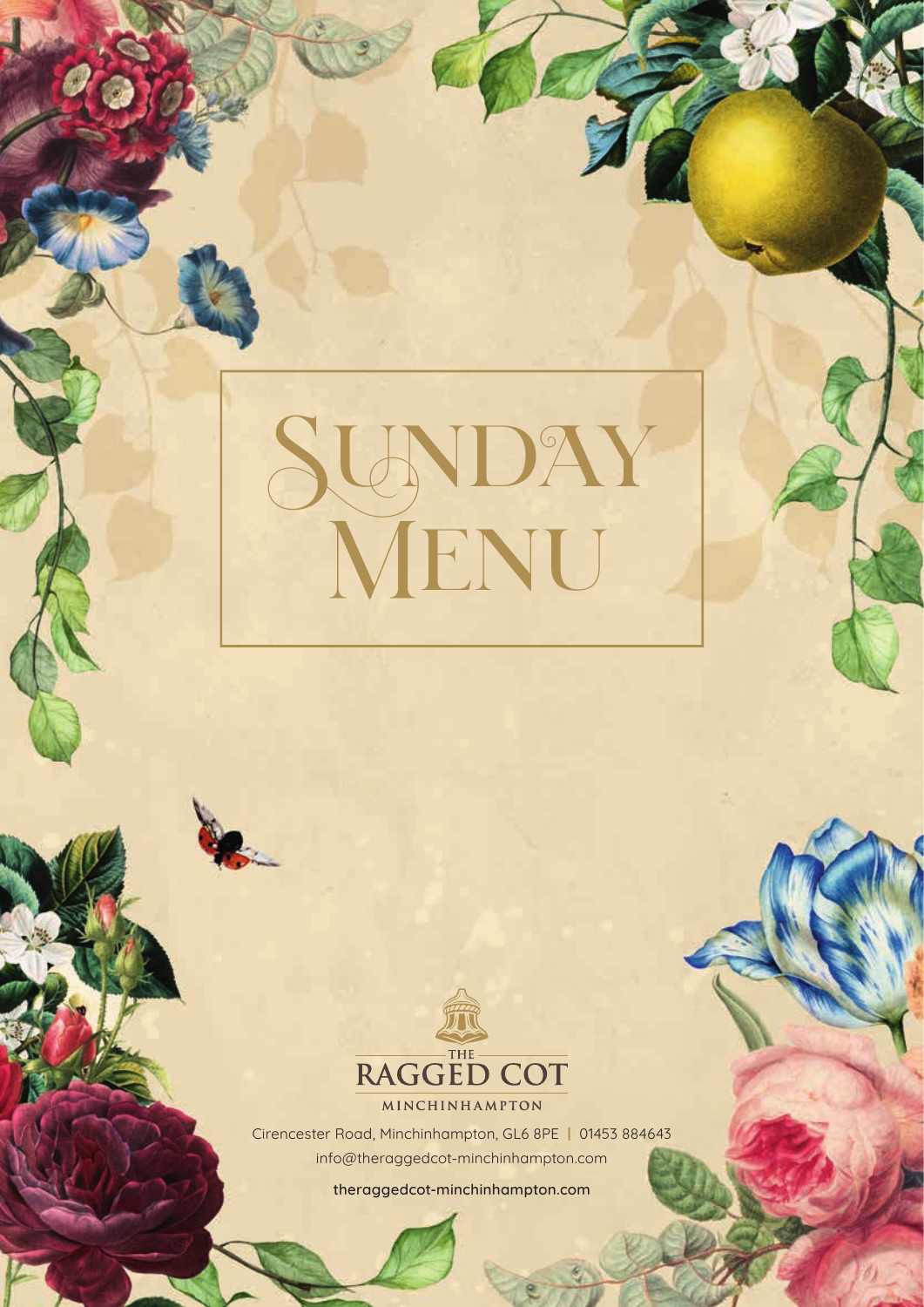# Sunday Menu

THE RAGGED COT
MINCHINHAMPTON

Cirencester Road, Minchinhampton, GL6 8PE | 01453 884643

info@theraggedcot-minchinhampton.com

theraggedcot-minchinhampton.com